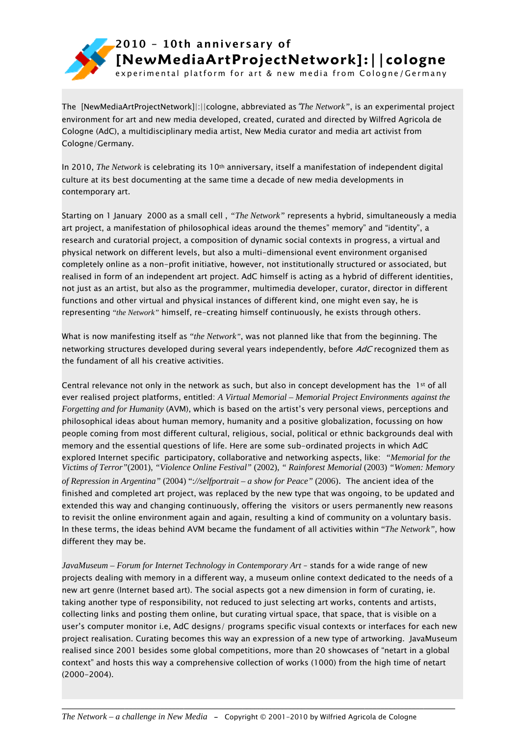# 2010 – 10th anniversary of [NewMediaArtProjectNetwork]:||cologne

experimental platform for art & new media from Cologne/Germany

The [NewMediaArtProjectNetwork]|:||cologne, abbreviated as *"The Network"*, is an experimental project environment for art and new media developed, created, curated and directed by Wilfred Agricola de Cologne (AdC), a multidisciplinary media artist, New Media curator and media art activist from Cologne/Germany.

In 2010, *The Network* is celebrating its 10th anniversary, itself a manifestation of independent digital culture at its best documenting at the same time a decade of new media developments in contemporary art.

Starting on 1 January 2000 as a small cell , *"The Network"* represents a hybrid, simultaneously a media art project, a manifestation of philosophical ideas around the themes" memory" and "identity", a research and curatorial project, a composition of dynamic social contexts in progress, a virtual and physical network on different levels, but also a multi-dimensional event environment organised completely online as a non-profit initiative, however, not institutionally structured or associated, but realised in form of an independent art project. AdC himself is acting as a hybrid of different identities, not just as an artist, but also as the programmer, multimedia developer, curator, director in different functions and other virtual and physical instances of different kind, one might even say, he is representing *"the Network"* himself, re-creating himself continuously, he exists through others.

What is now manifesting itself as *"the Network"*, was not planned like that from the beginning. The networking structures developed during several years independently, before *AdC* recognized them as the fundament of all his creative activities.

Central relevance not only in the network as such, but also in concept development has the 1st of all ever realised project platforms, entitled: *A Virtual Memorial – Memorial Project Environments against the Forgetting and for Humanity* (AVM), which is based on the artist's very personal views, perceptions and philosophical ideas about human memory, humanity and a positive globalization, focussing on how people coming from most different cultural, religious, social, political or ethnic backgrounds deal with memory and the essential questions of life. Here are some sub-ordinated projects in which AdC explored Internet specific participatory, collaborative and networking aspects, like: *"Memorial for the Victims of Terror"*(2001), *"Violence Online Festival"* (2002), *" Rainforest Memorial* (2003) *"Women: Memory of Repression in Argentina"* (2004) *"://selfportrait – a show for Peace"* (2006). The ancient idea of the finished and completed art project, was replaced by the new type that was ongoing, to be updated and extended this way and changing continuously, offering the visitors or users permanently new reasons to revisit the online environment again and again, resulting a kind of community on a voluntary basis. In these terms, the ideas behind AVM became the fundament of all activities within "*The Network*", how different they may be.

*JavaMuseum – Forum for Internet Technology in Contemporary Art* – stands for a wide range of new projects dealing with memory in a different way, a museum online context dedicated to the needs of a new art genre (Internet based art). The social aspects got a new dimension in form of curating, ie. taking another type of responsibility, not reduced to just selecting art works, contents and artists, collecting links and posting them online, but curating virtual space, that space, that is visible on a user's computer monitor i.e, AdC designs/ programs specific visual contexts or interfaces for each new project realisation. Curating becomes this way an expression of a new type of artworking. JavaMuseum realised since 2001 besides some global competitions, more than 20 showcases of "netart in a global context" and hosts this way a comprehensive collection of works (1000) from the high time of netart (2000-2004).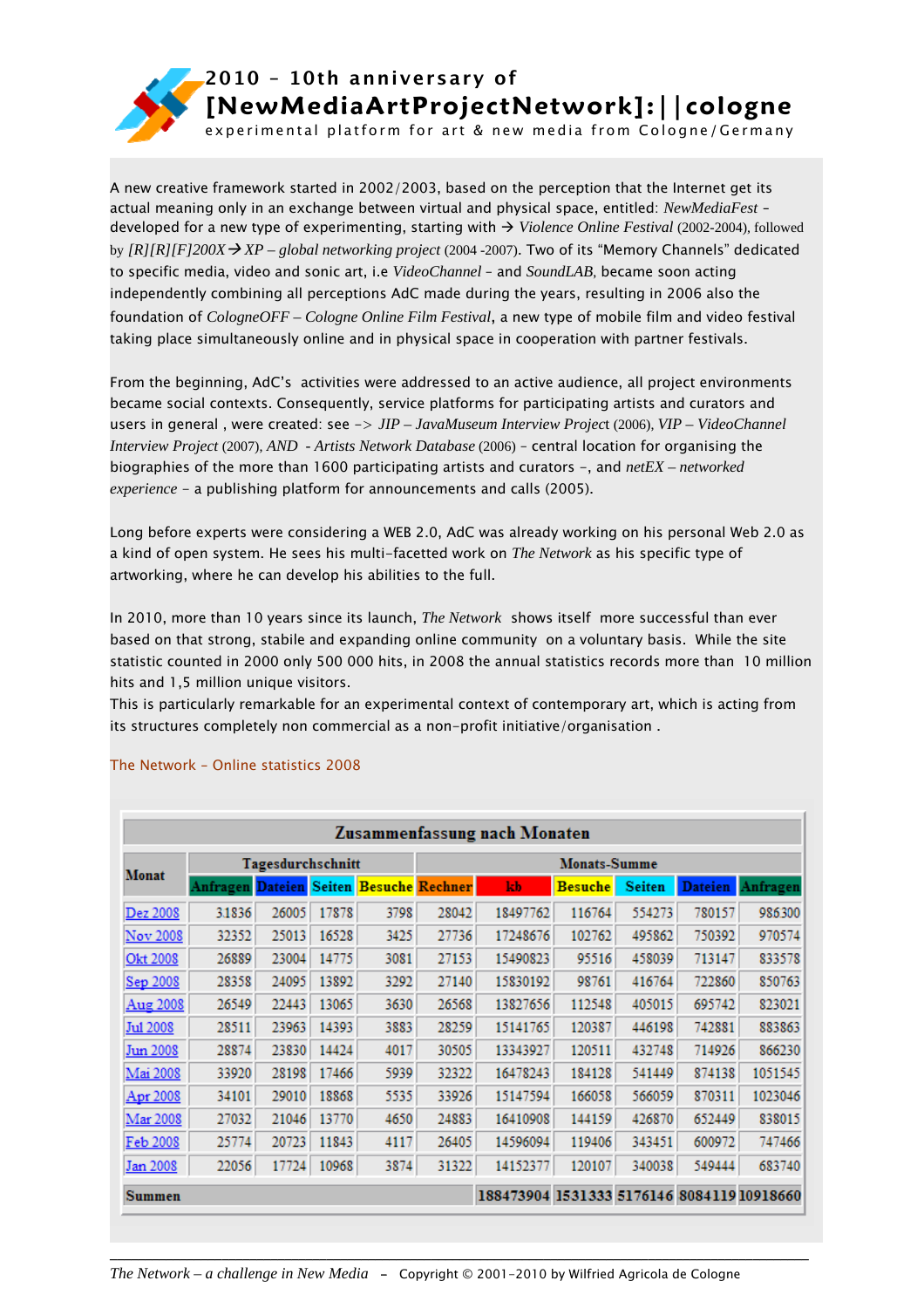# 2010 – 10th anniversary of [NewMediaArtProjectNetwork]:||cologne

experimental platform for art & new media from Cologne/Germany

A new creative framework started in 2002/2003, based on the perception that the Internet get its actual meaning only in an exchange between virtual and physical space, entitled: *NewMediaFest* – developed for a new type of experimenting, starting with → *Violence Online Festival* (2002-2004), followed by *[R][R][F]200X→XP – global networking project* (2004 -2007). Two of its "Memory Channels" dedicated to specific media, video and sonic art, i.e *VideoChannel* – and *SoundLAB*, became soon acting independently combining all perceptions AdC made during the years, resulting in 2006 also the foundation of *CologneOFF – Cologne Online Film Festival*, a new type of mobile film and video festival taking place simultaneously online and in physical space in cooperation with partner festivals.

From the beginning, AdC's activities were addressed to an active audience, all project environments became social contexts. Consequently, service platforms for participating artists and curators and users in general , were created: see -> *JIP – JavaMuseum Interview Project* (2006), *VIP – VideoChannel Interview Project* (2007), *AND - Artists Network Database* (2006) – central location for organising the biographies of the more than 1600 participating artists and curators –, and *netEX – networked experience* – a publishing platform for announcements and calls (2005).

Long before experts were considering a WEB 2.0, AdC was already working on his personal Web 2.0 as a kind of open system. He sees his multi-facetted work on *The Network* as his specific type of artworking, where he can develop his abilities to the full.

In 2010, more than 10 years since its launch, *The Network* shows itself more successful than ever based on that strong, stabile and expanding online community on a voluntary basis. While the site statistic counted in 2000 only 500 000 hits, in 2008 the annual statistics records more than 10 million hits and 1,5 million unique visitors.
This is particularly remarkable for an experimental context of contemporary art, which is acting from its structures completely non commercial as a non-profit initiative/organisation .

The Network – Online statistics 2008

**Zusammenfassung nach Monaten**

| Monat | Tagesdurchschnitt | | | | Monats-Summe | | | | | |
|---|---|---|---|---|---|---|---|---|---|---|
| | Anfragen | Dateien | Seiten | Besuche | Rechner | kb | Besuche | Seiten | Dateien | Anfragen |
| Dez 2008 | 31836 | 26005 | 17878 | 3798 | 28042 | 18497762 | 116764 | 554273 | 780157 | 986300 |
| Nov 2008 | 32352 | 25013 | 16528 | 3425 | 27736 | 17248676 | 102762 | 495862 | 750392 | 970574 |
| Okt 2008 | 26889 | 23004 | 14775 | 3081 | 27153 | 15490823 | 95516 | 458039 | 713147 | 833578 |
| Sep 2008 | 28358 | 24095 | 13892 | 3292 | 27140 | 15830192 | 98761 | 416764 | 722860 | 850763 |
| Aug 2008 | 26549 | 22443 | 13065 | 3630 | 26568 | 13827656 | 112548 | 405015 | 695742 | 823021 |
| Jul 2008 | 28511 | 23963 | 14393 | 3883 | 28259 | 15141765 | 120387 | 446198 | 742881 | 883863 |
| Jun 2008 | 28874 | 23830 | 14424 | 4017 | 30505 | 13343927 | 120511 | 432748 | 714926 | 866230 |
| Mai 2008 | 33920 | 28198 | 17466 | 5939 | 32322 | 16478243 | 184128 | 541449 | 874138 | 1051545 |
| Apr 2008 | 34101 | 29010 | 18868 | 5535 | 33926 | 15147594 | 166058 | 566059 | 870311 | 1023046 |
| Mar 2008 | 27032 | 21046 | 13770 | 4650 | 24883 | 16410908 | 144159 | 426870 | 652449 | 838015 |
| Feb 2008 | 25774 | 20723 | 11843 | 4117 | 26405 | 14596094 | 119406 | 343451 | 600972 | 747466 |
| Jan 2008 | 22056 | 17724 | 10968 | 3874 | 31322 | 14152377 | 120107 | 340038 | 549444 | 683740 |
| Summen | | | | | | 188473904 | 1531333 | 5176146 | 8084119 | 10918660 |

*The Network – a challenge in New Media* – Copyright © 2001-2010 by Wilfried Agricola de Cologne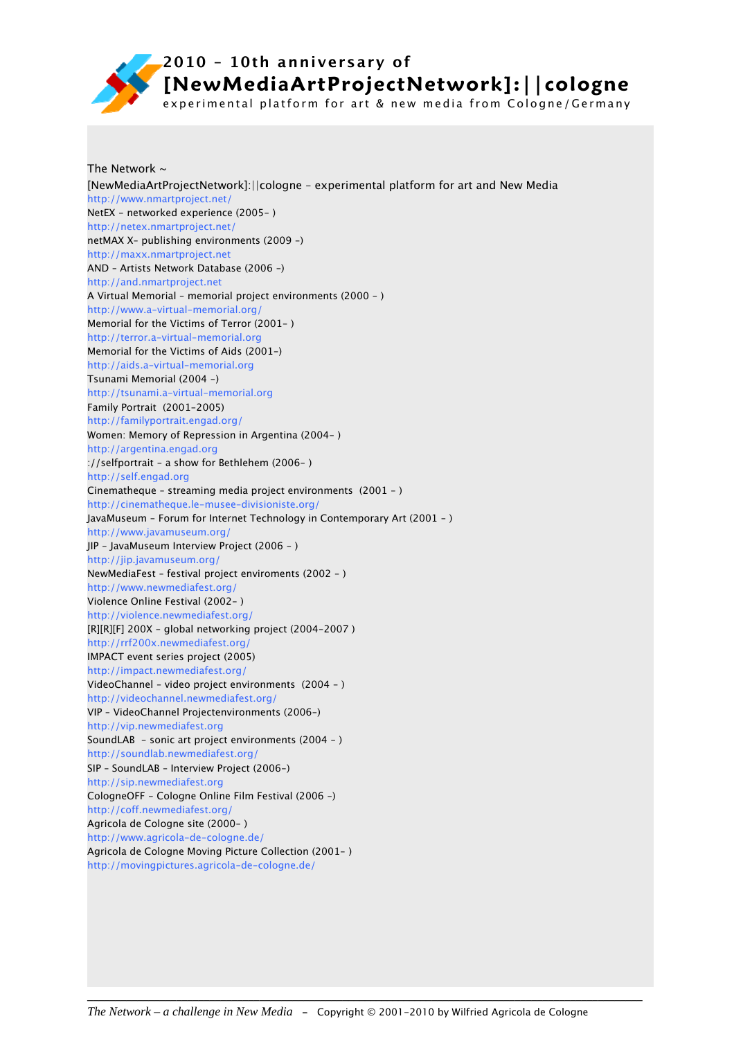# 2010 – 10th anniversary of [NewMediaArtProjectNetwork]:||cologne

experimental platform for art & new media from Cologne/Germany

The Network ~

[NewMediaArtProjectNetwork]:||cologne – experimental platform for art and New Media
http://www.nmartproject.net/
NetEX – networked experience (2005– )
http://netex.nmartproject.net/
netMAX X– publishing environments (2009 –)
http://maxx.nmartproject.net
AND – Artists Network Database (2006 –)
http://and.nmartproject.net
A Virtual Memorial – memorial project environments (2000 – )
http://www.a-virtual-memorial.org/
Memorial for the Victims of Terror (2001– )
http://terror.a-virtual-memorial.org
Memorial for the Victims of Aids (2001–)
http://aids.a-virtual-memorial.org
Tsunami Memorial (2004 –)
http://tsunami.a-virtual-memorial.org
Family Portrait (2001–2005)
http://familyportrait.engad.org/
Women: Memory of Repression in Argentina (2004– )
http://argentina.engad.org
://selfportrait – a show for Bethlehem (2006– )
http://self.engad.org
Cinematheque – streaming media project environments (2001 – )
http://cinematheque.le-musee-divisioniste.org/
JavaMuseum – Forum for Internet Technology in Contemporary Art (2001 – )
http://www.javamuseum.org/
JIP – JavaMuseum Interview Project (2006 – )
http://jip.javamuseum.org/
NewMediaFest – festival project enviroments (2002 – )
http://www.newmediafest.org/
Violence Online Festival (2002– )
http://violence.newmediafest.org/
[R][R][F] 200X – global networking project (2004–2007 )
http://rrf200x.newmediafest.org/
IMPACT event series project (2005)
http://impact.newmediafest.org/
VideoChannel – video project environments (2004 – )
http://videochannel.newmediafest.org/
VIP – VideoChannel Projectenvironments (2006–)
http://vip.newmediafest.org
SoundLAB – sonic art project environments (2004 – )
http://soundlab.newmediafest.org/
SIP – SoundLAB – Interview Project (2006–)
http://sip.newmediafest.org
CologneOFF – Cologne Online Film Festival (2006 –)
http://coff.newmediafest.org/
Agricola de Cologne site (2000– )
http://www.agricola-de-cologne.de/
Agricola de Cologne Moving Picture Collection (2001– )
http://movingpictures.agricola-de-cologne.de/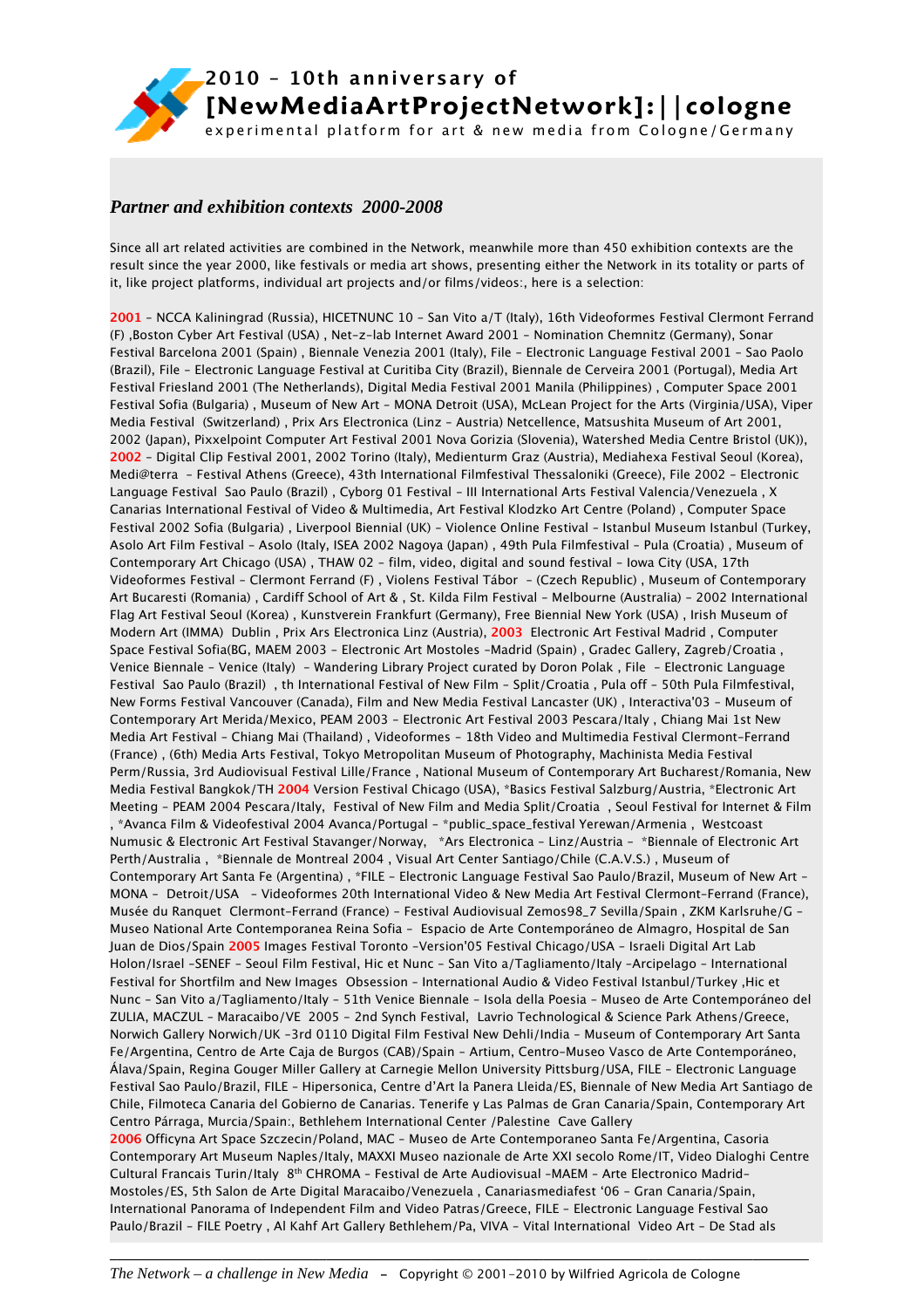2010 – 10th anniversary of

**[NewMediaArtProjectNetwork]:||cologne**

experimental platform for art & new media from Cologne/Germany

## *Partner and exhibition contexts 2000-2008*

Since all art related activities are combined in the Network, meanwhile more than 450 exhibition contexts are the result since the year 2000, like festivals or media art shows, presenting either the Network in its totality or parts of it, like project platforms, individual art projects and/or films/videos:, here is a selection:

**2001** – NCCA Kaliningrad (Russia), HICETNUNC 10 – San Vito a/T (Italy), 16th Videoformes Festival Clermont Ferrand (F) ,Boston Cyber Art Festival (USA) , Net-z-lab Internet Award 2001 – Nomination Chemnitz (Germany), Sonar Festival Barcelona 2001 (Spain) , Biennale Venezia 2001 (Italy), File – Electronic Language Festival 2001 – Sao Paolo (Brazil), File – Electronic Language Festival at Curitiba City (Brazil), Biennale de Cerveira 2001 (Portugal), Media Art Festival Friesland 2001 (The Netherlands), Digital Media Festival 2001 Manila (Philippines) , Computer Space 2001 Festival Sofia (Bulgaria) , Museum of New Art – MONA Detroit (USA), McLean Project for the Arts (Virginia/USA), Viper Media Festival (Switzerland) , Prix Ars Electronica (Linz – Austria) Netcellence, Matsushita Museum of Art 2001, 2002 (Japan), Pixxelpoint Computer Art Festival 2001 Nova Gorizia (Slovenia), Watershed Media Centre Bristol (UK)), **2002** – Digital Clip Festival 2001, 2002 Torino (Italy), Medienturm Graz (Austria), Mediahexa Festival Seoul (Korea), Medi@terra – Festival Athens (Greece), 43th International Filmfestival Thessaloniki (Greece), File 2002 – Electronic Language Festival Sao Paulo (Brazil) , Cyborg 01 Festival – III International Arts Festival Valencia/Venezuela , X Canarias International Festival of Video & Multimedia, Art Festival Klodzko Art Centre (Poland) , Computer Space Festival 2002 Sofia (Bulgaria) , Liverpool Biennial (UK) – Violence Online Festival – Istanbul Museum Istanbul (Turkey, Asolo Art Film Festival – Asolo (Italy, ISEA 2002 Nagoya (Japan) , 49th Pula Filmfestival – Pula (Croatia) , Museum of Contemporary Art Chicago (USA) , THAW 02 – film, video, digital and sound festival – Iowa City (USA, 17th Videoformes Festival – Clermont Ferrand (F) , Violens Festival Tábor – (Czech Republic) , Museum of Contemporary Art Bucaresti (Romania) , Cardiff School of Art & , St. Kilda Film Festival – Melbourne (Australia) – 2002 International Flag Art Festival Seoul (Korea) , Kunstverein Frankfurt (Germany), Free Biennial New York (USA) , Irish Museum of Modern Art (IMMA) Dublin , Prix Ars Electronica Linz (Austria), **2003** Electronic Art Festival Madrid , Computer Space Festival Sofia(BG, MAEM 2003 – Electronic Art Mostoles -Madrid (Spain) , Gradec Gallery, Zagreb/Croatia , Venice Biennale – Venice (Italy) – Wandering Library Project curated by Doron Polak , File – Electronic Language Festival Sao Paulo (Brazil) , th International Festival of New Film – Split/Croatia , Pula off – 50th Pula Filmfestival, New Forms Festival Vancouver (Canada), Film and New Media Festival Lancaster (UK) , Interactiva'03 – Museum of Contemporary Art Merida/Mexico, PEAM 2003 – Electronic Art Festival 2003 Pescara/Italy , Chiang Mai 1st New Media Art Festival – Chiang Mai (Thailand) , Videoformes – 18th Video and Multimedia Festival Clermont-Ferrand (France) , (6th) Media Arts Festival, Tokyo Metropolitan Museum of Photography, Machinista Media Festival Perm/Russia, 3rd Audiovisual Festival Lille/France , National Museum of Contemporary Art Bucharest/Romania, New Media Festival Bangkok/TH **2004** Version Festival Chicago (USA), *Basics Festival Salzburg/Austria, *Electronic Art Meeting – PEAM 2004 Pescara/Italy, Festival of New Film and Media Split/Croatia , Seoul Festival for Internet & Film , *Avanca Film & Videofestival 2004 Avanca/Portugal – *public_space_festival Yerewan/Armenia , Westcoast Numusic & Electronic Art Festival Stavanger/Norway, *Ars Electronica – Linz/Austria – *Biennale of Electronic Art Perth/Australia , *Biennale de Montreal 2004 , Visual Art Center Santiago/Chile (C.A.V.S.) , Museum of Contemporary Art Santa Fe (Argentina) , *FILE – Electronic Language Festival Sao Paulo/Brazil, Museum of New Art – MONA – Detroit/USA – Videoformes 20th International Video & New Media Art Festival Clermont-Ferrand (France), Musée du Ranquet Clermont-Ferrand (France) – Festival Audiovisual Zemos98_7 Sevilla/Spain , ZKM Karlsruhe/G – Museo National Arte Contemporanea Reina Sofia – Espacio de Arte Contemporáneo de Almagro, Hospital de San Juan de Dios/Spain **2005** Images Festival Toronto -Version'05 Festival Chicago/USA – Israeli Digital Art Lab Holon/Israel -SENEF – Seoul Film Festival, Hic et Nunc – San Vito a/Tagliamento/Italy -Arcipelago – International Festival for Shortfilm and New Images Obsession – International Audio & Video Festival Istanbul/Turkey ,Hic et Nunc – San Vito a/Tagliamento/Italy – 51th Venice Biennale – Isola della Poesia – Museo de Arte Contemporáneo del ZULIA, MACZUL – Maracaibo/VE 2005 – 2nd Synch Festival, Lavrio Technological & Science Park Athens/Greece, Norwich Gallery Norwich/UK -3rd 0110 Digital Film Festival New Dehli/India – Museum of Contemporary Art Santa Fe/Argentina, Centro de Arte Caja de Burgos (CAB)/Spain – Artium, Centro-Museo Vasco de Arte Contemporáneo, Álava/Spain, Regina Gouger Miller Gallery at Carnegie Mellon University Pittsburg/USA, FILE – Electronic Language Festival Sao Paulo/Brazil, FILE – Hipersonica, Centre d'Art la Panera Lleida/ES, Biennale of New Media Art Santiago de Chile, Filmoteca Canaria del Gobierno de Canarias. Tenerife y Las Palmas de Gran Canaria/Spain, Contemporary Art Centro Párraga, Murcia/Spain:, Bethlehem International Center /Palestine Cave Gallery
**2006** Officyna Art Space Szczecin/Poland, MAC – Museo de Arte Contemporaneo Santa Fe/Argentina, Casoria Contemporary Art Museum Naples/Italy, MAXXI Museo nazionale de Arte XXI secolo Rome/IT, Video Dialoghi Centre Cultural Francais Turin/Italy 8th CHROMA – Festival de Arte Audiovisual -MAEM – Arte Electronico Madrid-Mostoles/ES, 5th Salon de Arte Digital Maracaibo/Venezuela , Canariasmediafest '06 – Gran Canaria/Spain, International Panorama of Independent Film and Video Patras/Greece, FILE – Electronic Language Festival Sao Paulo/Brazil – FILE Poetry , Al Kahf Art Gallery Bethlehem/Pa, VIVA – Vital International Video Art – De Stad als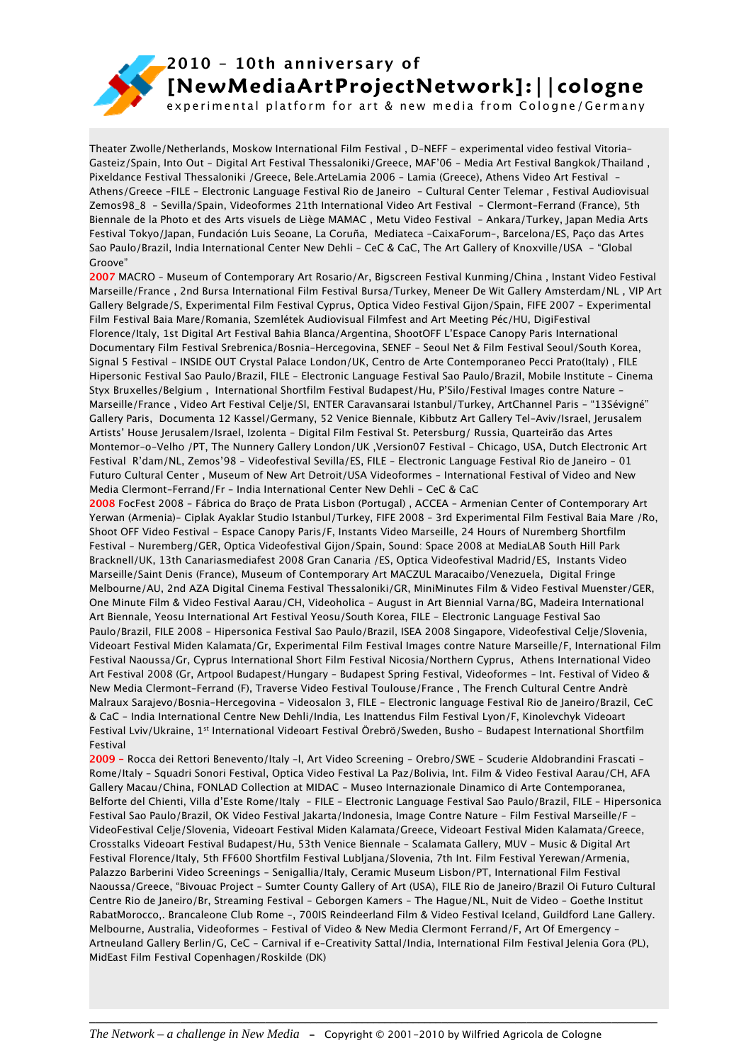Theater Zwolle/Netherlands, Moskow International Film Festival , D-NEFF - experimental video festival Vitoria-Gasteiz/Spain, Into Out - Digital Art Festival Thessaloniki/Greece, MAF'06 - Media Art Festival Bangkok/Thailand , Pixeldance Festival Thessaloniki /Greece, Bele.ArteLamia 2006 - Lamia (Greece), Athens Video Art Festival - Athens/Greece -FILE - Electronic Language Festival Rio de Janeiro - Cultural Center Telemar , Festival Audiovisual Zemos98_8 - Sevilla/Spain, Videoformes 21th International Video Art Festival - Clermont-Ferrand (France), 5th Biennale de la Photo et des Arts visuels de Liège MAMAC , Metu Video Festival - Ankara/Turkey, Japan Media Arts Festival Tokyo/Japan, Fundación Luis Seoane, La Coruña, Mediateca -CaixaForum-, Barcelona/ES, Paço das Artes Sao Paulo/Brazil, India International Center New Dehli - CeC & CaC, The Art Gallery of Knoxville/USA - "Global Groove"

**2007** MACRO - Museum of Contemporary Art Rosario/Ar, Bigscreen Festival Kunming/China , Instant Video Festival Marseille/France , 2nd Bursa International Film Festival Bursa/Turkey, Meneer De Wit Gallery Amsterdam/NL , VIP Art Gallery Belgrade/S, Experimental Film Festival Cyprus, Optica Video Festival Gijon/Spain, FIFE 2007 - Experimental Film Festival Baia Mare/Romania, Szemlétek Audiovisual Filmfest and Art Meeting Péc/HU, DigiFestival Florence/Italy, 1st Digital Art Festival Bahia Blanca/Argentina, ShootOFF L'Espace Canopy Paris International Documentary Film Festival Srebrenica/Bosnia-Hercegovina, SENEF - Seoul Net & Film Festival Seoul/South Korea, Signal 5 Festival - INSIDE OUT Crystal Palace London/UK, Centro de Arte Contemporaneo Pecci Prato(Italy) , FILE Hipersonic Festival Sao Paulo/Brazil, FILE - Electronic Language Festival Sao Paulo/Brazil, Mobile Institute - Cinema Styx Bruxelles/Belgium , International Shortfilm Festival Budapest/Hu, P'Silo/Festival Images contre Nature - Marseille/France , Video Art Festival Celje/Sl, ENTER Caravansarai Istanbul/Turkey, ArtChannel Paris - "13Sévigné" Gallery Paris, Documenta 12 Kassel/Germany, 52 Venice Biennale, Kibbutz Art Gallery Tel-Aviv/Israel, Jerusalem Artists' House Jerusalem/Israel, Izolenta - Digital Film Festival St. Petersburg/ Russia, Quarteirão das Artes Montemor-o-Velho /PT, The Nunnery Gallery London/UK ,Version07 Festival - Chicago, USA, Dutch Electronic Art Festival R'dam/NL, Zemos'98 - Videofestival Sevilla/ES, FILE - Electronic Language Festival Rio de Janeiro - 01 Futuro Cultural Center , Museum of New Art Detroit/USA Videoformes - International Festival of Video and New Media Clermont-Ferrand/Fr - India International Center New Dehli - CeC & CaC

**2008** FocFest 2008 - Fábrica do Braço de Prata Lisbon (Portugal) , ACCEA - Armenian Center of Contemporary Art Yerwan (Armenia)- Ciplak Ayaklar Studio Istanbul/Turkey, FIFE 2008 - 3rd Experimental Film Festival Baia Mare /Ro, Shoot OFF Video Festival - Espace Canopy Paris/F, Instants Video Marseille, 24 Hours of Nuremberg Shortfilm Festival - Nuremberg/GER, Optica Videofestival Gijon/Spain, Sound: Space 2008 at MediaLAB South Hill Park Bracknell/UK, 13th Canariasmediafest 2008 Gran Canaria /ES, Optica Videofestival Madrid/ES, Instants Video Marseille/Saint Denis (France), Museum of Contemporary Art MACZUL Maracaibo/Venezuela, Digital Fringe Melbourne/AU, 2nd AZA Digital Cinema Festival Thessaloniki/GR, MiniMinutes Film & Video Festival Muenster/GER, One Minute Film & Video Festival Aarau/CH, Videoholica - August in Art Biennial Varna/BG, Madeira International Art Biennale, Yeosu International Art Festival Yeosu/South Korea, FILE - Electronic Language Festival Sao Paulo/Brazil, FILE 2008 - Hipersonica Festival Sao Paulo/Brazil, ISEA 2008 Singapore, Videofestival Celje/Slovenia, Videoart Festival Miden Kalamata/Gr, Experimental Film Festival Images contre Nature Marseille/F, International Film Festival Naoussa/Gr, Cyprus International Short Film Festival Nicosia/Northern Cyprus, Athens International Video Art Festival 2008 (Gr, Artpool Budapest/Hungary - Budapest Spring Festival, Videoformes - Int. Festival of Video & New Media Clermont-Ferrand (F), Traverse Video Festival Toulouse/France , The French Cultural Centre Andrè Malraux Sarajevo/Bosnia-Hercegovina - Videosalon 3, FILE - Electronic language Festival Rio de Janeiro/Brazil, CeC & CaC - India International Centre New Dehli/India, Les Inattendus Film Festival Lyon/F, Kinolevchyk Videoart Festival Lviv/Ukraine, 1st International Videoart Festival Örebrö/Sweden, Busho - Budapest International Shortfilm Festival

**2009** - Rocca dei Rettori Benevento/Italy -l, Art Video Screening - Orebro/SWE - Scuderie Aldobrandini Frascati - Rome/Italy - Squadri Sonori Festival, Optica Video Festival La Paz/Bolivia, Int. Film & Video Festival Aarau/CH, AFA Gallery Macau/China, FONLAD Collection at MIDAC - Museo Internazionale Dinamico di Arte Contemporanea, Belforte del Chienti, Villa d'Este Rome/Italy - FILE - Electronic Language Festival Sao Paulo/Brazil, FILE - Hipersonica Festival Sao Paulo/Brazil, OK Video Festival Jakarta/Indonesia, Image Contre Nature - Film Festival Marseille/F - VideoFestival Celje/Slovenia, Videoart Festival Miden Kalamata/Greece, Videoart Festival Miden Kalamata/Greece, Crosstalks Videoart Festival Budapest/Hu, 53th Venice Biennale - Scalamata Gallery, MUV - Music & Digital Art Festival Florence/Italy, 5th FF600 Shortfilm Festival Lubljana/Slovenia, 7th Int. Film Festival Yerewan/Armenia, Palazzo Barberini Video Screenings - Senigallia/Italy, Ceramic Museum Lisbon/PT, International Film Festival Naoussa/Greece, "Bivouac Project - Sumter County Gallery of Art (USA), FILE Rio de Janeiro/Brazil Oi Futuro Cultural Centre Rio de Janeiro/Br, Streaming Festival - Geborgen Kamers - The Hague/NL, Nuit de Video - Goethe Institut RabatMorocco,. Brancaleone Club Rome -, 700IS Reindeerland Film & Video Festival Iceland, Guildford Lane Gallery. Melbourne, Australia, Videoformes - Festival of Video & New Media Clermont Ferrand/F, Art Of Emergency - Artneuland Gallery Berlin/G, CeC - Carnival if e-Creativity Sattal/India, International Film Festival Jelenia Gora (PL), MidEast Film Festival Copenhagen/Roskilde (DK)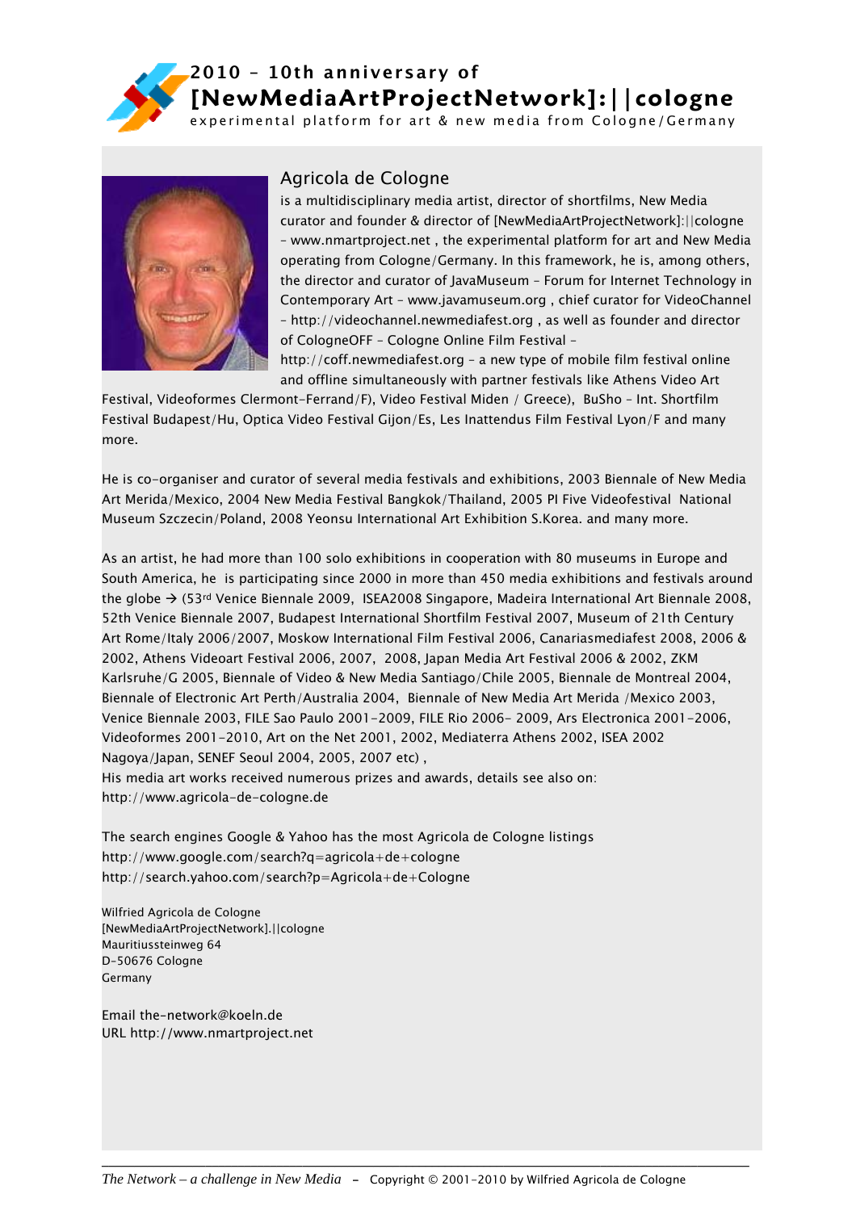# 2010 – 10th anniversary of [NewMediaArtProjectNetwork]:||cologne

experimental platform for art & new media from Cologne/Germany

## Agricola de Cologne

is a multidisciplinary media artist, director of shortfilms, New Media curator and founder & director of [NewMediaArtProjectNetwork]:||cologne – www.nmartproject.net , the experimental platform for art and New Media operating from Cologne/Germany. In this framework, he is, among others, the director and curator of JavaMuseum – Forum for Internet Technology in Contemporary Art – www.javamuseum.org , chief curator for VideoChannel – http://videochannel.newmediafest.org , as well as founder and director of CologneOFF – Cologne Online Film Festival – http://coff.newmediafest.org – a new type of mobile film festival online and offline simultaneously with partner festivals like Athens Video Art Festival, Videoformes Clermont-Ferrand/F), Video Festival Miden / Greece), BuSho – Int. Shortfilm Festival Budapest/Hu, Optica Video Festival Gijon/Es, Les Inattendus Film Festival Lyon/F and many more.

He is co-organiser and curator of several media festivals and exhibitions, 2003 Biennale of New Media Art Merida/Mexico, 2004 New Media Festival Bangkok/Thailand, 2005 PI Five Videofestival National Museum Szczecin/Poland, 2008 Yeonsu International Art Exhibition S.Korea. and many more.

As an artist, he had more than 100 solo exhibitions in cooperation with 80 museums in Europe and South America, he is participating since 2000 in more than 450 media exhibitions and festivals around the globe → (53rd Venice Biennale 2009, ISEA2008 Singapore, Madeira International Art Biennale 2008, 52th Venice Biennale 2007, Budapest International Shortfilm Festival 2007, Museum of 21th Century Art Rome/Italy 2006/2007, Moskow International Film Festival 2006, Canariasmediafest 2008, 2006 & 2002, Athens Videoart Festival 2006, 2007, 2008, Japan Media Art Festival 2006 & 2002, ZKM Karlsruhe/G 2005, Biennale of Video & New Media Santiago/Chile 2005, Biennale de Montreal 2004, Biennale of Electronic Art Perth/Australia 2004, Biennale of New Media Art Merida /Mexico 2003, Venice Biennale 2003, FILE Sao Paulo 2001-2009, FILE Rio 2006- 2009, Ars Electronica 2001-2006, Videoformes 2001-2010, Art on the Net 2001, 2002, Mediaterra Athens 2002, ISEA 2002 Nagoya/Japan, SENEF Seoul 2004, 2005, 2007 etc) ,
His media art works received numerous prizes and awards, details see also on:
http://www.agricola-de-cologne.de

The search engines Google & Yahoo has the most Agricola de Cologne listings
http://www.google.com/search?q=agricola+de+cologne
http://search.yahoo.com/search?p=Agricola+de+Cologne

Wilfried Agricola de Cologne
[NewMediaArtProjectNetwork].||cologne
Mauritiussteinweg 64
D-50676 Cologne
Germany

Email the-network@koeln.de
URL http://www.nmartproject.net